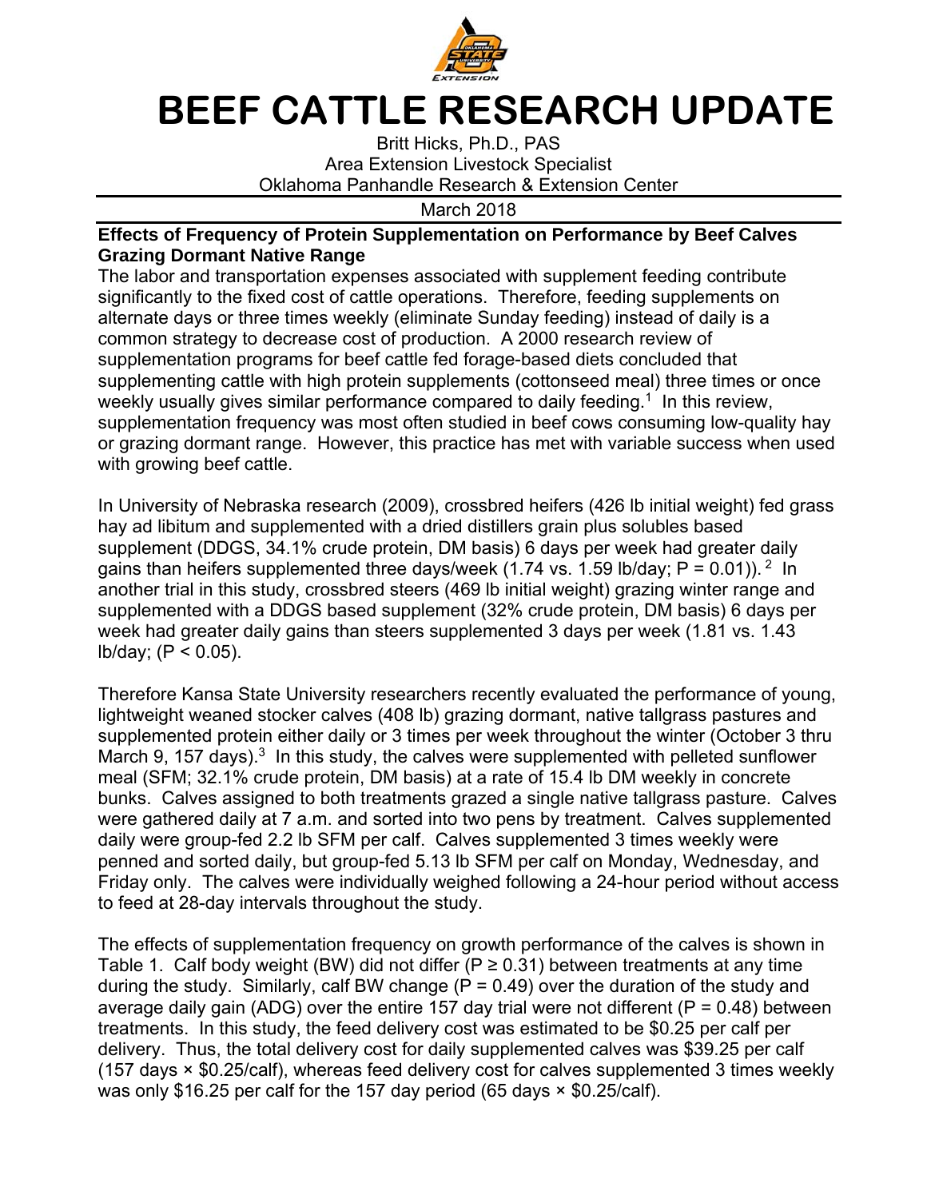# BEEF CATTLE RESEARCH UPDATE

Britt Hicks, Ph.D., PAS
Area Extension Livestock Specialist
Oklahoma Panhandle Research & Extension Center

March 2018

**Effects of Frequency of Protein Supplementation on Performance by Beef Calves Grazing Dormant Native Range**

The labor and transportation expenses associated with supplement feeding contribute significantly to the fixed cost of cattle operations. Therefore, feeding supplements on alternate days or three times weekly (eliminate Sunday feeding) instead of daily is a common strategy to decrease cost of production. A 2000 research review of supplementation programs for beef cattle fed forage-based diets concluded that supplementing cattle with high protein supplements (cottonseed meal) three times or once weekly usually gives similar performance compared to daily feeding.[1] In this review, supplementation frequency was most often studied in beef cows consuming low-quality hay or grazing dormant range. However, this practice has met with variable success when used with growing beef cattle.

In University of Nebraska research (2009), crossbred heifers (426 lb initial weight) fed grass hay ad libitum and supplemented with a dried distillers grain plus solubles based supplement (DDGS, 34.1% crude protein, DM basis) 6 days per week had greater daily gains than heifers supplemented three days/week (1.74 vs. 1.59 lb/day; $P = 0.01$)).[2] In another trial in this study, crossbred steers (469 lb initial weight) grazing winter range and supplemented with a DDGS based supplement (32% crude protein, DM basis) 6 days per week had greater daily gains than steers supplemented 3 days per week (1.81 vs. 1.43 lb/day; ($P < 0.05$).

Therefore Kansa State University researchers recently evaluated the performance of young, lightweight weaned stocker calves (408 lb) grazing dormant, native tallgrass pastures and supplemented protein either daily or 3 times per week throughout the winter (October 3 thru March 9, 157 days).[3] In this study, the calves were supplemented with pelleted sunflower meal (SFM; 32.1% crude protein, DM basis) at a rate of 15.4 lb DM weekly in concrete bunks. Calves assigned to both treatments grazed a single native tallgrass pasture. Calves were gathered daily at 7 a.m. and sorted into two pens by treatment. Calves supplemented daily were group-fed 2.2 lb SFM per calf. Calves supplemented 3 times weekly were penned and sorted daily, but group-fed 5.13 lb SFM per calf on Monday, Wednesday, and Friday only. The calves were individually weighed following a 24-hour period without access to feed at 28-day intervals throughout the study.

The effects of supplementation frequency on growth performance of the calves is shown in Table 1. Calf body weight (BW) did not differ ($P \geq 0.31$) between treatments at any time during the study. Similarly, calf BW change ($P = 0.49$) over the duration of the study and average daily gain (ADG) over the entire 157 day trial were not different ($P = 0.48$) between treatments. In this study, the feed delivery cost was estimated to be \$0.25 per calf per delivery. Thus, the total delivery cost for daily supplemented calves was \$39.25 per calf (157 days × \$0.25/calf), whereas feed delivery cost for calves supplemented 3 times weekly was only \$16.25 per calf for the 157 day period (65 days × \$0.25/calf).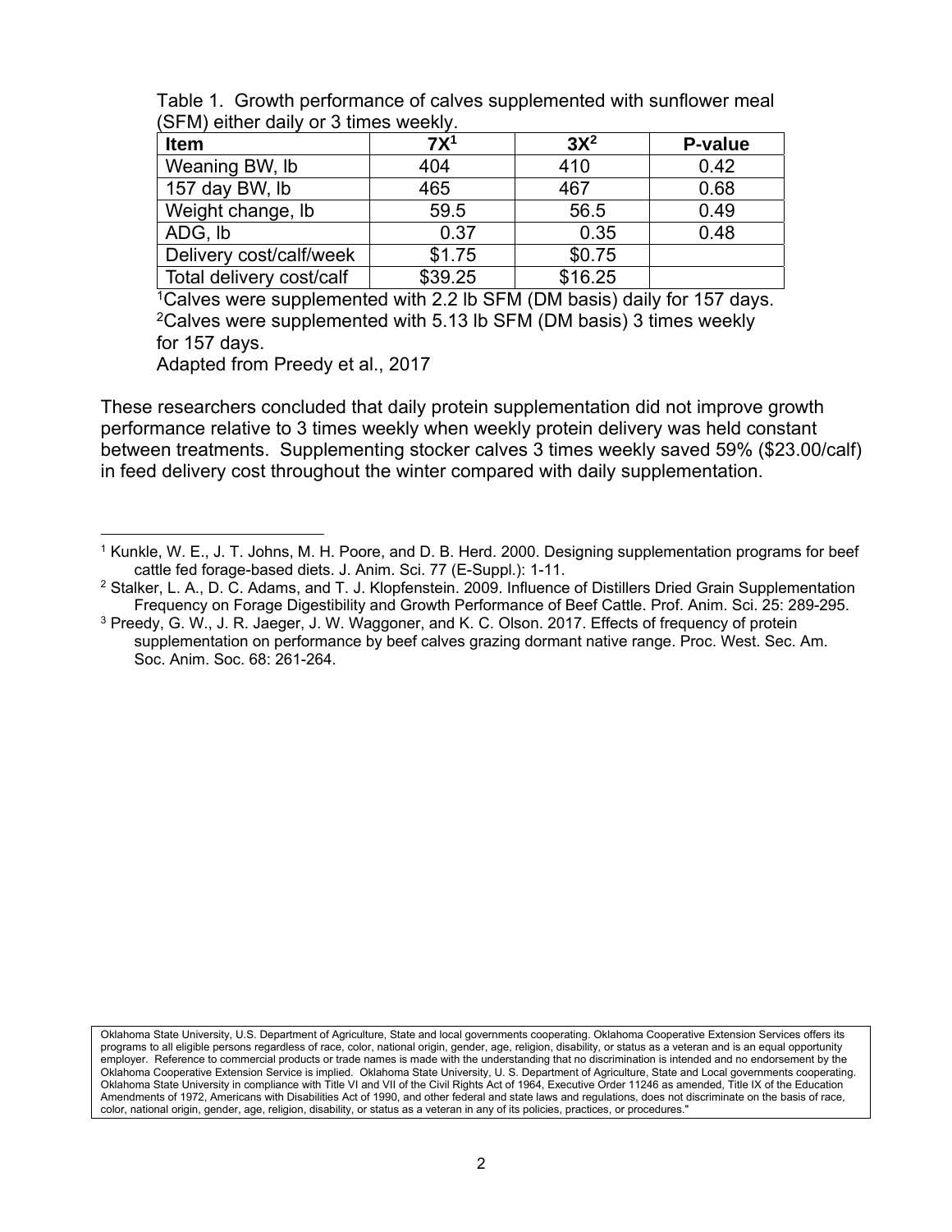Table 1. Growth performance of calves supplemented with sunflower meal (SFM) either daily or 3 times weekly.

| Item | 7X[1] | 3X[2] | P-value |
|---|---|---|---|
| Weaning BW, lb | 404 | 410 | 0.42 |
| 157 day BW, lb | 465 | 467 | 0.68 |
| Weight change, lb | 59.5 | 56.5 | 0.49 |
| ADG, lb | 0.37 | 0.35 | 0.48 |
| Delivery cost/calf/week | $1.75 | $0.75 | |
| Total delivery cost/calf | $39.25 | $16.25 | |

[1]Calves were supplemented with 2.2 lb SFM (DM basis) daily for 157 days.
[2]Calves were supplemented with 5.13 lb SFM (DM basis) 3 times weekly for 157 days.
Adapted from Preedy et al., 2017

These researchers concluded that daily protein supplementation did not improve growth performance relative to 3 times weekly when weekly protein delivery was held constant between treatments. Supplementing stocker calves 3 times weekly saved 59% ($23.00/calf) in feed delivery cost throughout the winter compared with daily supplementation.

---

[1] Kunkle, W. E., J. T. Johns, M. H. Poore, and D. B. Herd. 2000. Designing supplementation programs for beef cattle fed forage-based diets. J. Anim. Sci. 77 (E-Suppl.): 1-11.

[2] Stalker, L. A., D. C. Adams, and T. J. Klopfenstein. 2009. Influence of Distillers Dried Grain Supplementation Frequency on Forage Digestibility and Growth Performance of Beef Cattle. Prof. Anim. Sci. 25: 289-295.

[3] Preedy, G. W., J. R. Jaeger, J. W. Waggoner, and K. C. Olson. 2017. Effects of frequency of protein supplementation on performance by beef calves grazing dormant native range. Proc. West. Sec. Am. Soc. Anim. Soc. 68: 261-264.

Oklahoma State University, U.S. Department of Agriculture, State and local governments cooperating. Oklahoma Cooperative Extension Services offers its programs to all eligible persons regardless of race, color, national origin, gender, age, religion, disability, or status as a veteran and is an equal opportunity employer. Reference to commercial products or trade names is made with the understanding that no discrimination is intended and no endorsement by the Oklahoma Cooperative Extension Service is implied. Oklahoma State University, U. S. Department of Agriculture, State and Local governments cooperating. Oklahoma State University in compliance with Title VI and VII of the Civil Rights Act of 1964, Executive Order 11246 as amended, Title IX of the Education Amendments of 1972, Americans with Disabilities Act of 1990, and other federal and state laws and regulations, does not discriminate on the basis of race, color, national origin, gender, age, religion, disability, or status as a veteran in any of its policies, practices, or procedures."